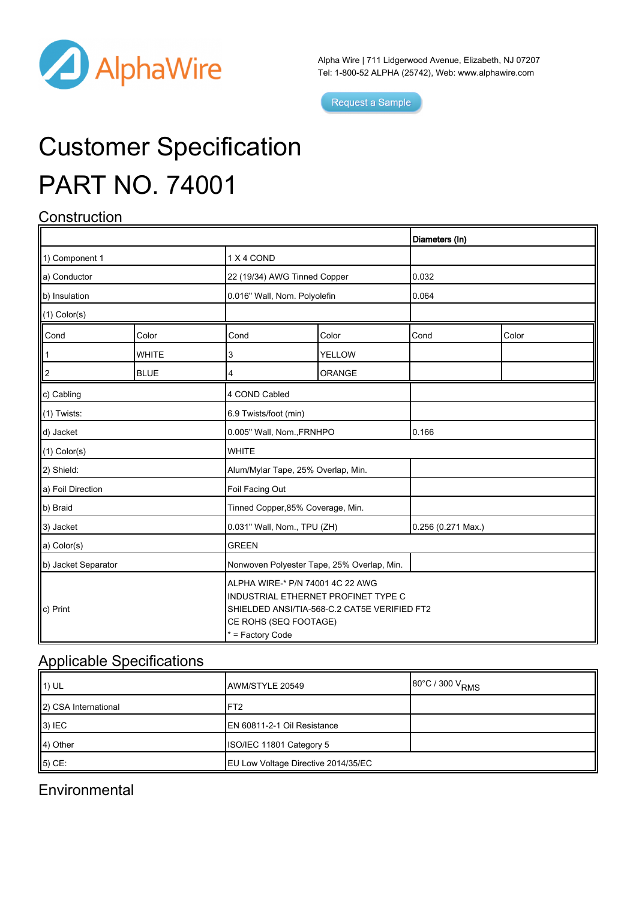Alpha Wire | 711 Lidgerwood Avenue, Elizabeth, NJ 07207
Tel: 1-800-52 ALPHA (25742), Web: www.alphawire.com

Request a Sample

# Customer Specification

# PART NO. 74001

## Construction

| | | Diameters (In) |
|---|---|---|
| 1) Component 1 | 1 X 4 COND | |
| a) Conductor | 22 (19/34) AWG Tinned Copper | 0.032 |
| b) Insulation | 0.016" Wall, Nom. Polyolefin | 0.064 |
| (1) Color(s) | | |

| Cond | Color | Cond | Color | Cond | Color |
|---|---|---|---|---|---|
| 1 | WHITE | 3 | YELLOW | | |
| 2 | BLUE | 4 | ORANGE | | |

| | | |
|---|---|---|
| c) Cabling | 4 COND Cabled | |
| (1) Twists: | 6.9 Twists/foot (min) | |
| d) Jacket | 0.005" Wall, Nom.,FRNHPO | 0.166 |
| (1) Color(s) | WHITE | |
| 2) Shield: | Alum/Mylar Tape, 25% Overlap, Min. | |
| a) Foil Direction | Foil Facing Out | |
| b) Braid | Tinned Copper,85% Coverage, Min. | |
| 3) Jacket | 0.031" Wall, Nom., TPU (ZH) | 0.256 (0.271 Max.) |
| a) Color(s) | GREEN | |
| b) Jacket Separator | Nonwoven Polyester Tape, 25% Overlap, Min. | |
| c) Print | ALPHA WIRE-* P/N 74001 4C 22 AWG<br>INDUSTRIAL ETHERNET PROFINET TYPE C<br>SHIELDED ANSI/TIA-568-C.2 CAT5E VERIFIED FT2<br>CE ROHS (SEQ FOOTAGE)<br>* = Factory Code | |

## Applicable Specifications

| | | |
|---|---|---|
| 1) UL | AWM/STYLE 20549 | 80°C / 300 $V_{RMS}$ |
| 2) CSA International | FT2 | |
| 3) IEC | EN 60811-2-1 Oil Resistance | |
| 4) Other | ISO/IEC 11801 Category 5 | |
| 5) CE: | EU Low Voltage Directive 2014/35/EC | |

## Environmental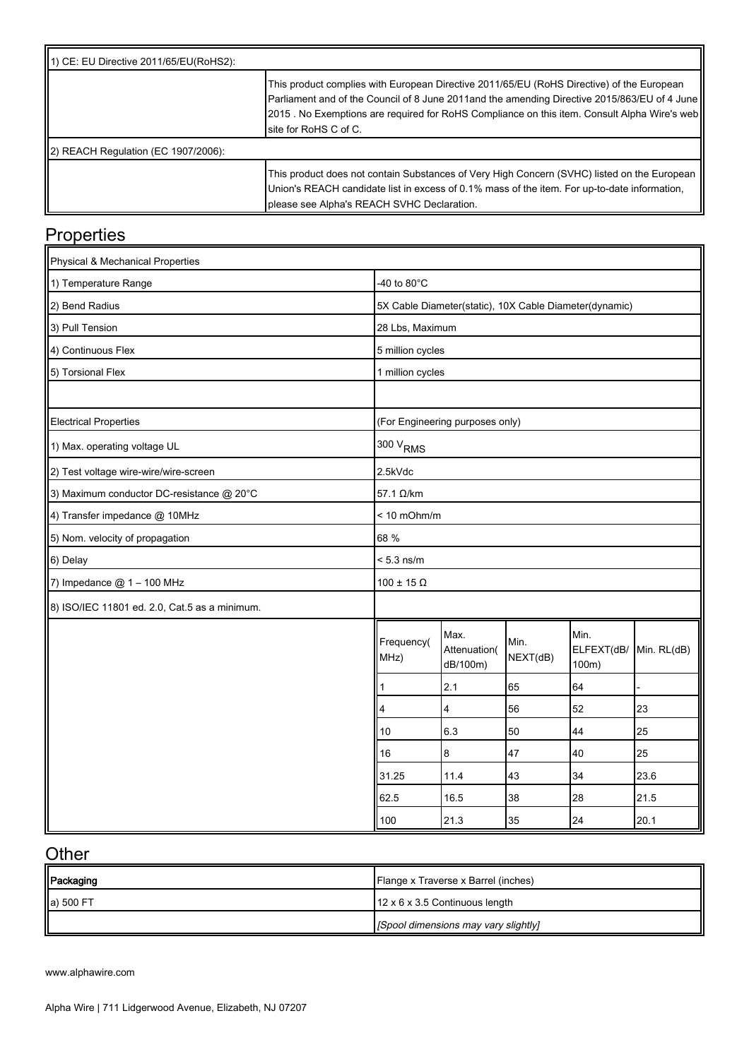| 1) CE: EU Directive 2011/65/EU(RoHS2): | |
| --- | --- |
| | This product complies with European Directive 2011/65/EU (RoHS Directive) of the European Parliament and of the Council of 8 June 2011and the amending Directive 2015/863/EU of 4 June 2015 . No Exemptions are required for RoHS Compliance on this item. Consult Alpha Wire's web site for RoHS C of C. |
| 2) REACH Regulation (EC 1907/2006): | |
| | This product does not contain Substances of Very High Concern (SVHC) listed on the European Union's REACH candidate list in excess of 0.1% mass of the item. For up-to-date information, please see Alpha's REACH SVHC Declaration. |

# Properties

| Physical & Mechanical Properties | |
| --- | --- |
| 1) Temperature Range | -40 to 80°C |
| 2) Bend Radius | 5X Cable Diameter(static), 10X Cable Diameter(dynamic) |
| 3) Pull Tension | 28 Lbs, Maximum |
| 4) Continuous Flex | 5 million cycles |
| 5) Torsional Flex | 1 million cycles |
| | |
| Electrical Properties | (For Engineering purposes only) |
| 1) Max. operating voltage UL | 300 $V_{RMS}$ |
| 2) Test voltage wire-wire/wire-screen | 2.5kVdc |
| 3) Maximum conductor DC-resistance @ 20°C | 57.1 Ω/km |
| 4) Transfer impedance @ 10MHz | < 10 mOhm/m |
| 5) Nom. velocity of propagation | 68 % |
| 6) Delay | < 5.3 ns/m |
| 7) Impedance @ 1 – 100 MHz | 100 ± 15 Ω |
| 8) ISO/IEC 11801 ed. 2.0, Cat.5 as a minimum. | |

| Frequency(MHz) | Max. Attenuation(dB/100m) | Min. NEXT(dB) | Min. ELFEXT(dB/100m) | Min. RL(dB) |
| --- | --- | --- | --- | --- |
| 1 | 2.1 | 65 | 64 | - |
| 4 | 4 | 56 | 52 | 23 |
| 10 | 6.3 | 50 | 44 | 25 |
| 16 | 8 | 47 | 40 | 25 |
| 31.25 | 11.4 | 43 | 34 | 23.6 |
| 62.5 | 16.5 | 38 | 28 | 21.5 |
| 100 | 21.3 | 35 | 24 | 20.1 |

# Other

| Packaging | Flange x Traverse x Barrel (inches) |
| --- | --- |
| a) 500 FT | 12 x 6 x 3.5 Continuous length |
| | *[Spool dimensions may vary slightly]* |

www.alphawire.com

Alpha Wire | 711 Lidgerwood Avenue, Elizabeth, NJ 07207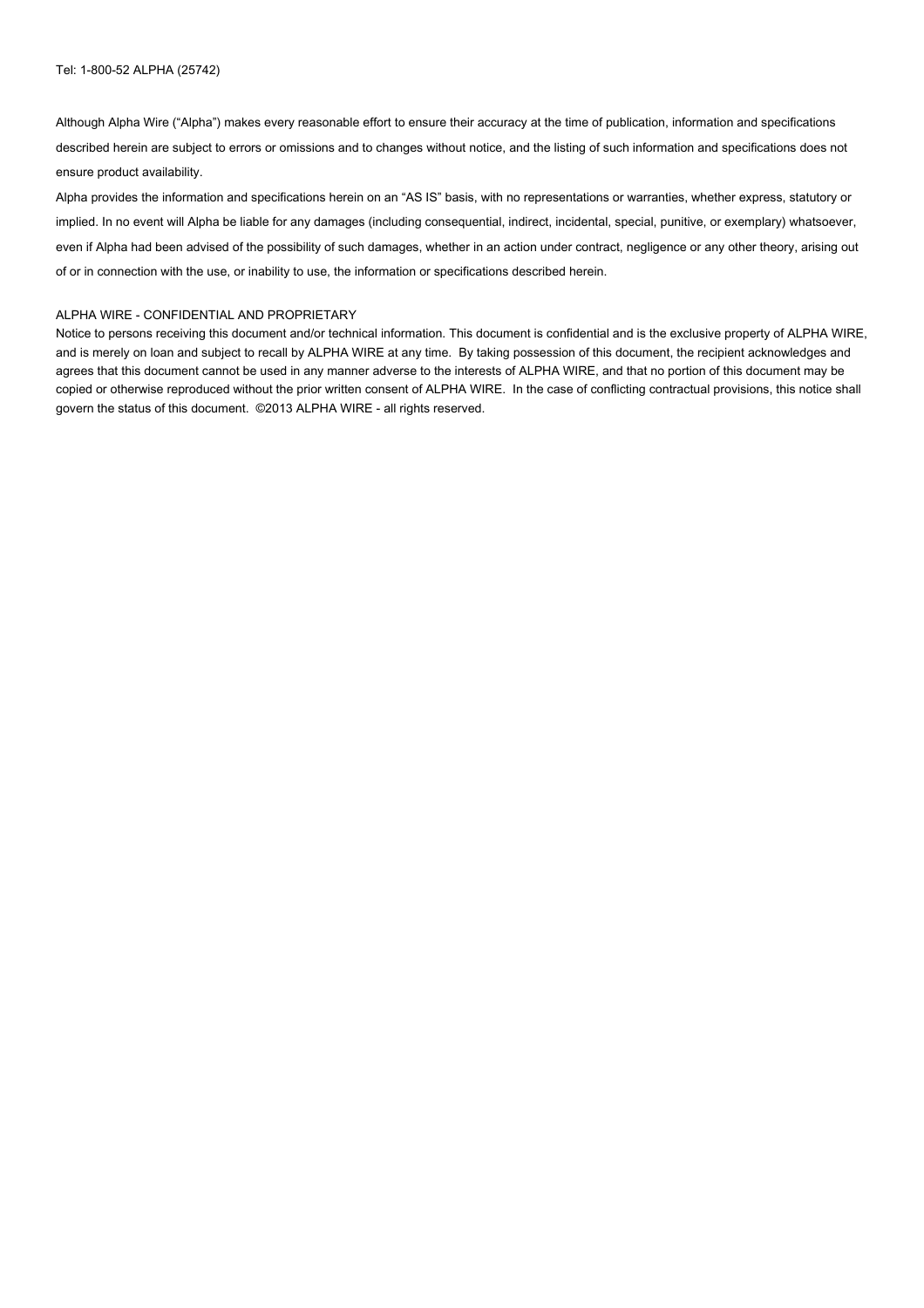Tel: 1-800-52 ALPHA (25742)

Although Alpha Wire ("Alpha") makes every reasonable effort to ensure their accuracy at the time of publication, information and specifications described herein are subject to errors or omissions and to changes without notice, and the listing of such information and specifications does not ensure product availability.

Alpha provides the information and specifications herein on an "AS IS" basis, with no representations or warranties, whether express, statutory or implied. In no event will Alpha be liable for any damages (including consequential, indirect, incidental, special, punitive, or exemplary) whatsoever, even if Alpha had been advised of the possibility of such damages, whether in an action under contract, negligence or any other theory, arising out of or in connection with the use, or inability to use, the information or specifications described herein.

ALPHA WIRE - CONFIDENTIAL AND PROPRIETARY

Notice to persons receiving this document and/or technical information. This document is confidential and is the exclusive property of ALPHA WIRE, and is merely on loan and subject to recall by ALPHA WIRE at any time. By taking possession of this document, the recipient acknowledges and agrees that this document cannot be used in any manner adverse to the interests of ALPHA WIRE, and that no portion of this document may be copied or otherwise reproduced without the prior written consent of ALPHA WIRE. In the case of conflicting contractual provisions, this notice shall govern the status of this document. ©2013 ALPHA WIRE - all rights reserved.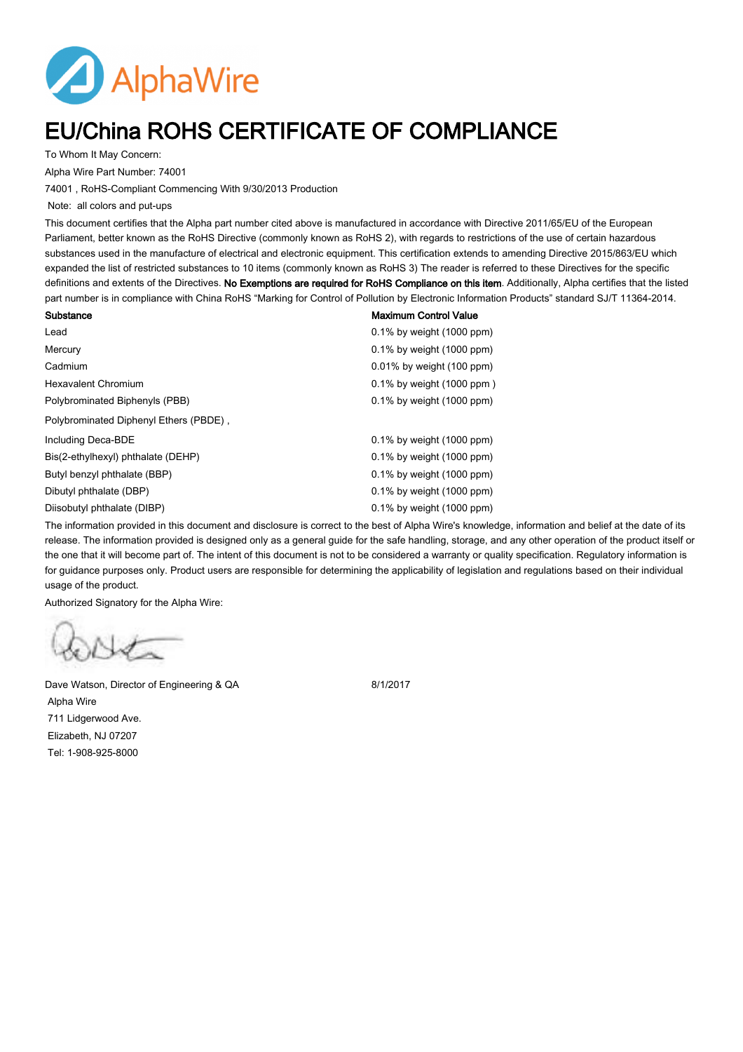AlphaWire

# EU/China ROHS CERTIFICATE OF COMPLIANCE

To Whom It May Concern:

Alpha Wire Part Number: 74001

74001 , RoHS-Compliant Commencing With 9/30/2013 Production

Note: all colors and put-ups

This document certifies that the Alpha part number cited above is manufactured in accordance with Directive 2011/65/EU of the European Parliament, better known as the RoHS Directive (commonly known as RoHS 2), with regards to restrictions of the use of certain hazardous substances used in the manufacture of electrical and electronic equipment. This certification extends to amending Directive 2015/863/EU which expanded the list of restricted substances to 10 items (commonly known as RoHS 3) The reader is referred to these Directives for the specific definitions and extents of the Directives. **No Exemptions are required for RoHS Compliance on this item**. Additionally, Alpha certifies that the listed part number is in compliance with China RoHS "Marking for Control of Pollution by Electronic Information Products" standard SJ/T 11364-2014.

| Substance | Maximum Control Value |
|---|---|
| Lead | 0.1% by weight (1000 ppm) |
| Mercury | 0.1% by weight (1000 ppm) |
| Cadmium | 0.01% by weight (100 ppm) |
| Hexavalent Chromium | 0.1% by weight (1000 ppm ) |
| Polybrominated Biphenyls (PBB) | 0.1% by weight (1000 ppm) |
| Polybrominated Diphenyl Ethers (PBDE) , | |
| Including Deca-BDE | 0.1% by weight (1000 ppm) |
| Bis(2-ethylhexyl) phthalate (DEHP) | 0.1% by weight (1000 ppm) |
| Butyl benzyl phthalate (BBP) | 0.1% by weight (1000 ppm) |
| Dibutyl phthalate (DBP) | 0.1% by weight (1000 ppm) |
| Diisobutyl phthalate (DIBP) | 0.1% by weight (1000 ppm) |

The information provided in this document and disclosure is correct to the best of Alpha Wire's knowledge, information and belief at the date of its release. The information provided is designed only as a general guide for the safe handling, storage, and any other operation of the product itself or the one that it will become part of. The intent of this document is not to be considered a warranty or quality specification. Regulatory information is for guidance purposes only. Product users are responsible for determining the applicability of legislation and regulations based on their individual usage of the product.

Authorized Signatory for the Alpha Wire:

Dave Watson, Director of Engineering & QA — 8/1/2017

Alpha Wire

711 Lidgerwood Ave.

Elizabeth, NJ 07207

Tel: 1-908-925-8000